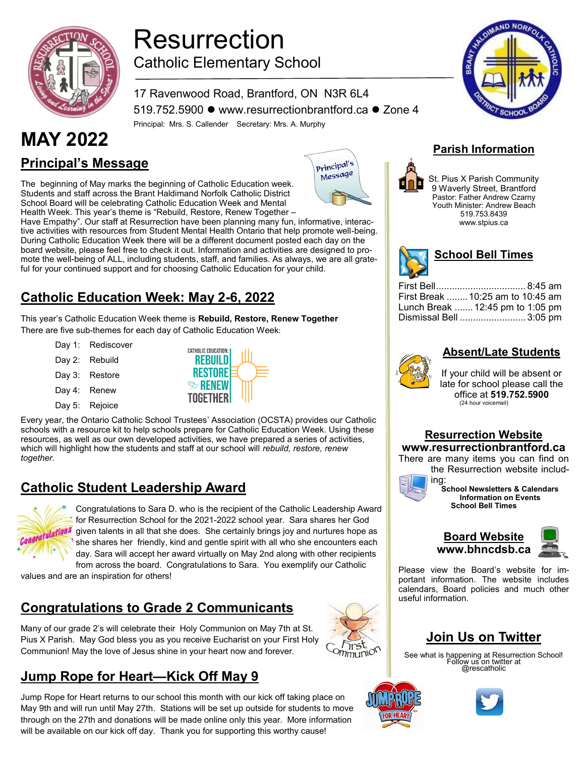# Resurrection

## Catholic Elementary School

17 Ravenwood Road, Brantford, ON N3R 6L4

519.752.5900 ● www.resurrectionbrantford.ca ● Zone 4

Principal: Mrs. S. Callender Secretary: Mrs. A. Murphy

# MAY 2022

## Principal's Message

The beginning of May marks the beginning of Catholic Education week. Students and staff across the Brant Haldimand Norfolk Catholic District School Board will be celebrating Catholic Education Week and Mental Health Week. This year's theme is "Rebuild, Restore, Renew Together – Have Empathy". Our staff at Resurrection have been planning many fun, informative, interactive activities with resources from Student Mental Health Ontario that help promote well-being. During Catholic Education Week there will be a different document posted each day on the board website, please feel free to check it out. Information and activities are designed to promote the well-being of ALL, including students, staff, and families. As always, we are all grateful for your continued support and for choosing Catholic Education for your child.

## Catholic Education Week: May 2-6, 2022

This year's Catholic Education Week theme is **Rebuild, Restore, Renew Together**

There are five sub-themes for each day of Catholic Education Week:

- Day 1: Rediscover
- Day 2: Rebuild
- Day 3: Restore
- Day 4: Renew
- Day 5: Rejoice

Every year, the Ontario Catholic School Trustees' Association (OCSTA) provides our Catholic schools with a resource kit to help schools prepare for Catholic Education Week. Using these resources, as well as our own developed activities, we have prepared a series of activities, which will highlight how the students and staff at our school will *rebuild, restore, renew together.*

## Catholic Student Leadership Award

Congratulations to Sara D. who is the recipient of the Catholic Leadership Award for Resurrection School for the 2021-2022 school year. Sara shares her God given talents in all that she does. She certainly brings joy and nurtures hope as she shares her friendly, kind and gentle spirit with all who she encounters each day. Sara will accept her award virtually on May 2nd along with other recipients from across the board. Congratulations to Sara. You exemplify our Catholic values and are an inspiration for others!

## Congratulations to Grade 2 Communicants

Many of our grade 2's will celebrate their Holy Communion on May 7th at St. Pius X Parish. May God bless you as you receive Eucharist on your First Holy Communion! May the love of Jesus shine in your heart now and forever.

## Jump Rope for Heart—Kick Off May 9

Jump Rope for Heart returns to our school this month with our kick off taking place on May 9th and will run until May 27th. Stations will be set up outside for students to move through on the 27th and donations will be made online only this year. More information will be available on our kick off day. Thank you for supporting this worthy cause!

## Parish Information

St. Pius X Parish Community
9 Waverly Street, Brantford
Pastor: Father Andrew Czarny
Youth Minister: Andrew Beach
519.753.8439
www.stpius.ca

## School Bell Times

First Bell................................. 8:45 am
First Break ........ 10:25 am to 10:45 am
Lunch Break ....... 12:45 pm to 1:05 pm
Dismissal Bell ......................... 3:05 pm

## Absent/Late Students

If your child will be absent or late for school please call the office at **519.752.5900**
(24 hour voicemail)

## Resurrection Website

**www.resurrectionbrantford.ca**

There are many items you can find on the Resurrection website including:

**School Newsletters & Calendars**
**Information on Events**
**School Bell Times**

## Board Website

**www.bhncdsb.ca**

Please view the Board's website for important information. The website includes calendars, Board policies and much other useful information.

## Join Us on Twitter

See what is happening at Resurrection School!
Follow us on twitter at
@rescatholic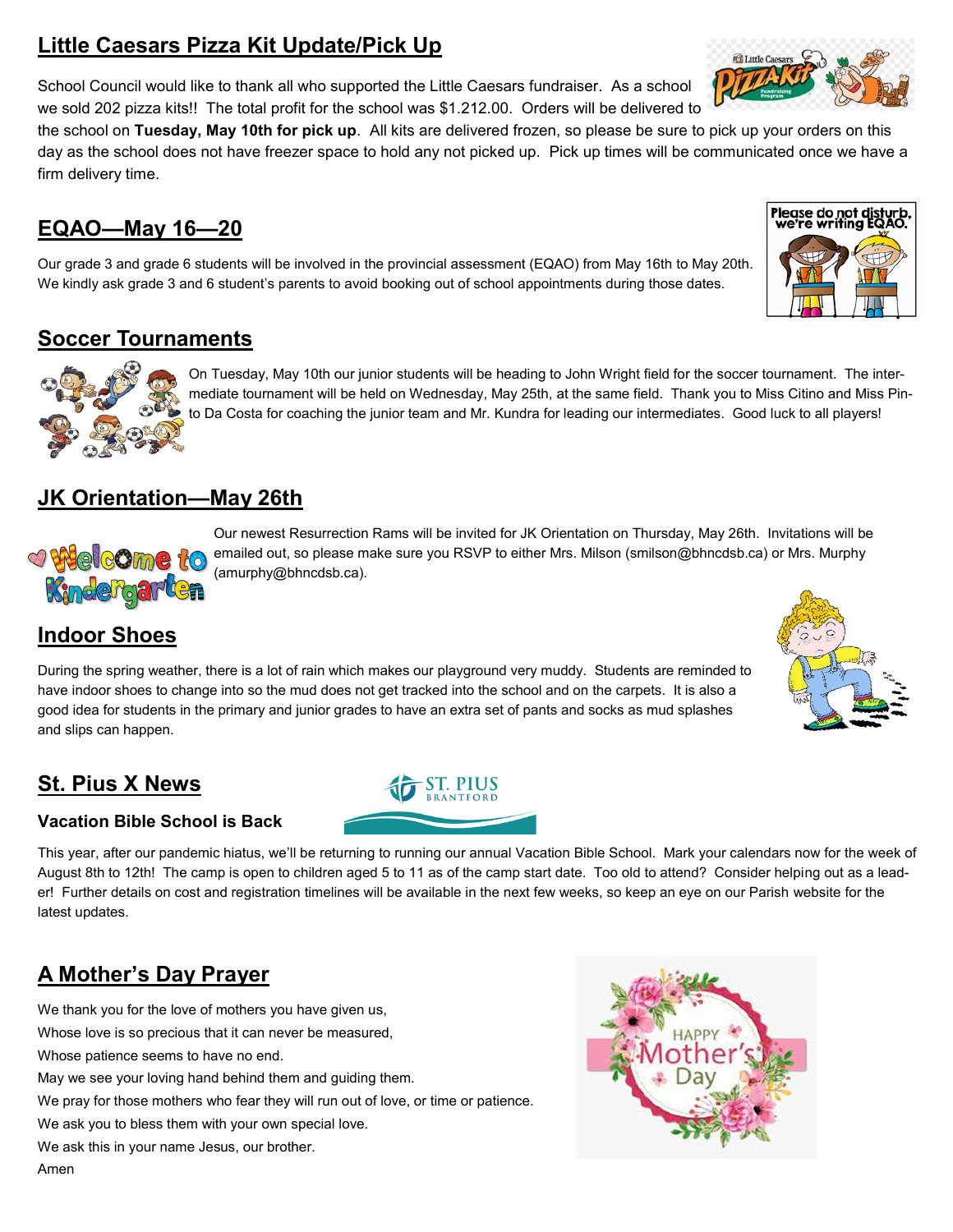## Little Caesars Pizza Kit Update/Pick Up

School Council would like to thank all who supported the Little Caesars fundraiser. As a school we sold 202 pizza kits!! The total profit for the school was $1.212.00. Orders will be delivered to the school on **Tuesday, May 10th for pick up**. All kits are delivered frozen, so please be sure to pick up your orders on this day as the school does not have freezer space to hold any not picked up. Pick up times will be communicated once we have a firm delivery time.

## EQAO—May 16—20

Our grade 3 and grade 6 students will be involved in the provincial assessment (EQAO) from May 16th to May 20th. We kindly ask grade 3 and 6 student's parents to avoid booking out of school appointments during those dates.

## Soccer Tournaments

On Tuesday, May 10th our junior students will be heading to John Wright field for the soccer tournament. The intermediate tournament will be held on Wednesday, May 25th, at the same field. Thank you to Miss Citino and Miss Pinto Da Costa for coaching the junior team and Mr. Kundra for leading our intermediates. Good luck to all players!

## JK Orientation—May 26th

Our newest Resurrection Rams will be invited for JK Orientation on Thursday, May 26th. Invitations will be emailed out, so please make sure you RSVP to either Mrs. Milson (smilson@bhncdsb.ca) or Mrs. Murphy (amurphy@bhncdsb.ca).

## Indoor Shoes

During the spring weather, there is a lot of rain which makes our playground very muddy. Students are reminded to have indoor shoes to change into so the mud does not get tracked into the school and on the carpets. It is also a good idea for students in the primary and junior grades to have an extra set of pants and socks as mud splashes and slips can happen.

## St. Pius X News

### Vacation Bible School is Back

This year, after our pandemic hiatus, we'll be returning to running our annual Vacation Bible School. Mark your calendars now for the week of August 8th to 12th! The camp is open to children aged 5 to 11 as of the camp start date. Too old to attend? Consider helping out as a leader! Further details on cost and registration timelines will be available in the next few weeks, so keep an eye on our Parish website for the latest updates.

## A Mother's Day Prayer

We thank you for the love of mothers you have given us,
Whose love is so precious that it can never be measured,
Whose patience seems to have no end.
May we see your loving hand behind them and guiding them.
We pray for those mothers who fear they will run out of love, or time or patience.
We ask you to bless them with your own special love.
We ask this in your name Jesus, our brother.
Amen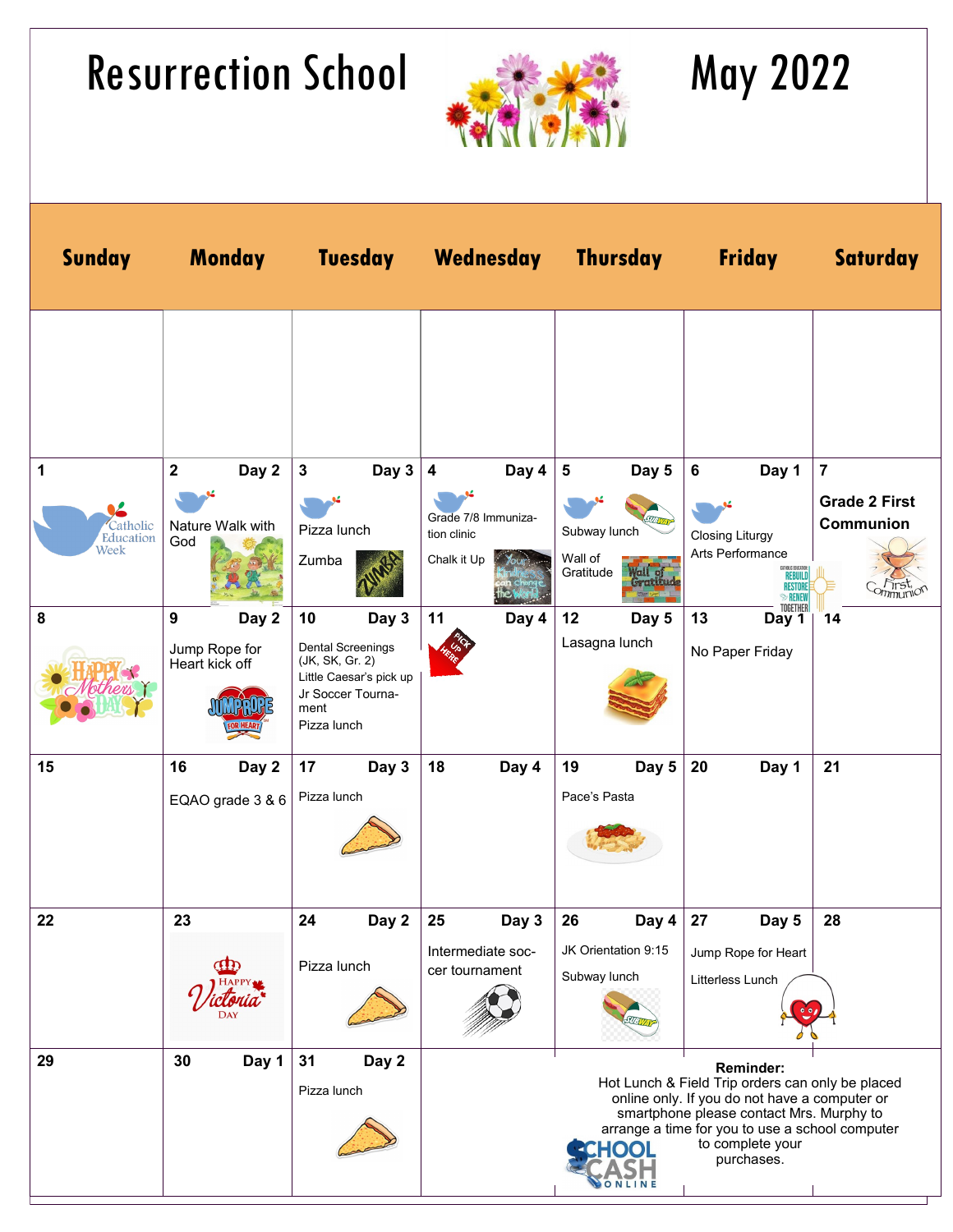# Resurrection School May 2022

| Sunday | Monday | Tuesday | Wednesday | Thursday | Friday | Saturday |
|---|---|---|---|---|---|---|
| | | | | | | |
| 1 Catholic Education Week | 2 Day 2 Nature Walk with God | 3 Day 3 Pizza lunch Zumba | 4 Day 4 Grade 7/8 Immunization clinic Chalk it Up | 5 Day 5 Subway lunch Wall of Gratitude | 6 Day 1 Closing Liturgy Arts Performance | 7 **Grade 2 First Communion** |
| 8 | 9 Day 2 Jump Rope for Heart kick off | 10 Day 3 Dental Screenings (JK, SK, Gr. 2) Little Caesar's pick up Jr Soccer Tournament Pizza lunch | 11 Day 4 | 12 Day 5 Lasagna lunch | 13 Day 1 No Paper Friday | 14 |
| 15 | 16 Day 2 EQAO grade 3 & 6 | 17 Day 3 Pizza lunch | 18 Day 4 | 19 Day 5 Pace's Pasta | 20 Day 1 | 21 |
| 22 | 23 | 24 Day 2 Pizza lunch | 25 Day 3 Intermediate soccer tournament | 26 Day 4 JK Orientation 9:15 Subway lunch | 27 Day 5 Jump Rope for Heart Litterless Lunch | 28 |
| 29 | 30 Day 1 | 31 Day 2 Pizza lunch | | | | |

**Reminder:**
Hot Lunch & Field Trip orders can only be placed online only. If you do not have a computer or smartphone please contact Mrs. Murphy to arrange a time for you to use a school computer to complete your purchases.